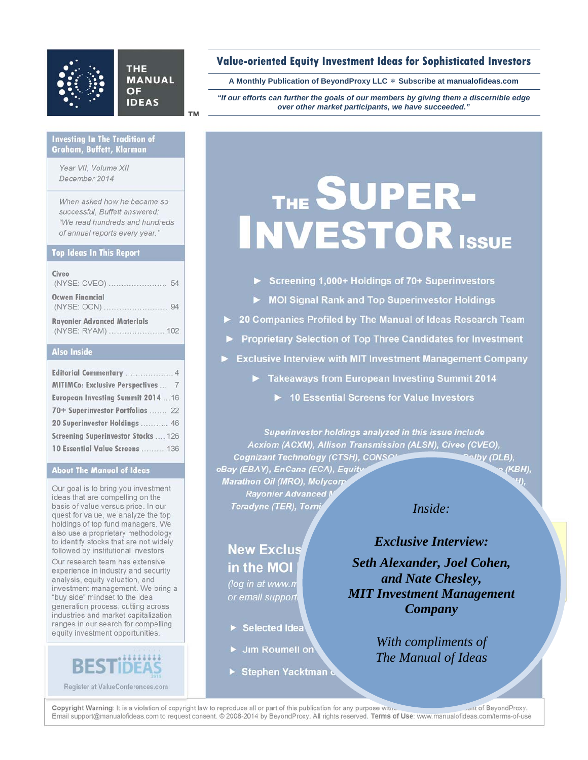# THE MANUAL OF IDEAS™

**Value-oriented Equity Investment Ideas for Sophisticated Investors**

A Monthly Publication of BeyondProxy LLC ∗ Subscribe at manualofideas.com

*"If our efforts can further the goals of our members by giving them a discernible edge over other market participants, we have succeeded."*

## Investing In The Tradition of Graham, Buffett, Klarman

*Year VII, Volume XII*
*December 2014*

*When asked how he became so successful, Buffett answered: "We read hundreds and hundreds of annual reports every year."*

## Top Ideas In This Report

- **Civeo** (NYSE: CVEO) ....................... 54
- **Ocwen Financial** (NYSE: OCN) ....................... 94
- **Rayonier Advanced Materials** (NYSE: RYAM) ....................... 102

## Also Inside

- **Editorial Commentary** .................. 4
- **MITIMCo: Exclusive Perspectives** ... 7
- **European Investing Summit 2014** ... 16
- **70+ Superinvestor Portfolios** ....... 22
- **20 Superinvestor Holdings** ........... 46
- **Screening Superinvestor Stocks** .... 126
- **10 Essential Value Screens** ......... 136

## About The Manual of Ideas

Our goal is to bring you investment ideas that are compelling on the basis of value versus price. In our quest for value, we analyze the top holdings of top fund managers. We also use a proprietary methodology to identify stocks that are not widely followed by institutional investors.

Our research team has extensive experience in industry and security analysis, equity valuation, and investment management. We bring a "buy side" mindset to the idea generation process, cutting across industries and market capitalization ranges in our search for compelling equity investment opportunities.

BEST IDEAS 2015
Register at ValueConferences.com

# THE SUPER-INVESTOR ISSUE

- ► Screening 1,000+ Holdings of 70+ Superinvestors
- ► MOI Signal Rank and Top Superinvestor Holdings
- ► 20 Companies Profiled by The Manual of Ideas Research Team
- ► Proprietary Selection of Top Three Candidates for Investment
- ► Exclusive Interview with MIT Investment Management Company
- ► Takeaways from European Investing Summit 2014
- ► 10 Essential Screens for Value Investors

*Superinvestor holdings analyzed in this issue include Acxiom (ACXM), Allison Transmission (ALSN), Civeo (CVEO), Cognizant Technology (CTSH), CONSO... ...olby (DLB), eBay (EBAY), EnCana (ECA), Equity... ...(KBH), Marathon Oil (MRO), Molycorp... ...H), Rayonier Advanced M... Teradyne (TER), Torni...*

**New Exclus... in the MOI...**
*(log in at www.m... or email support...*

- ► Selected Idea...
- ► Jim Roumell on...
- ► Stephen Yacktman ...

*Inside:*

***Exclusive Interview:***

***Seth Alexander, Joel Cohen, and Nate Chesley, MIT Investment Management Company***

*With compliments of The Manual of Ideas*

**Copyright Warning**: It is a violation of copyright law to reproduce all or part of this publication for any purpose with... ...nt of BeyondProxy. Email support@manualofideas.com to request consent. © 2008-2014 by BeyondProxy. All rights reserved. **Terms of Use**: www.manualofideas.com/terms-of-use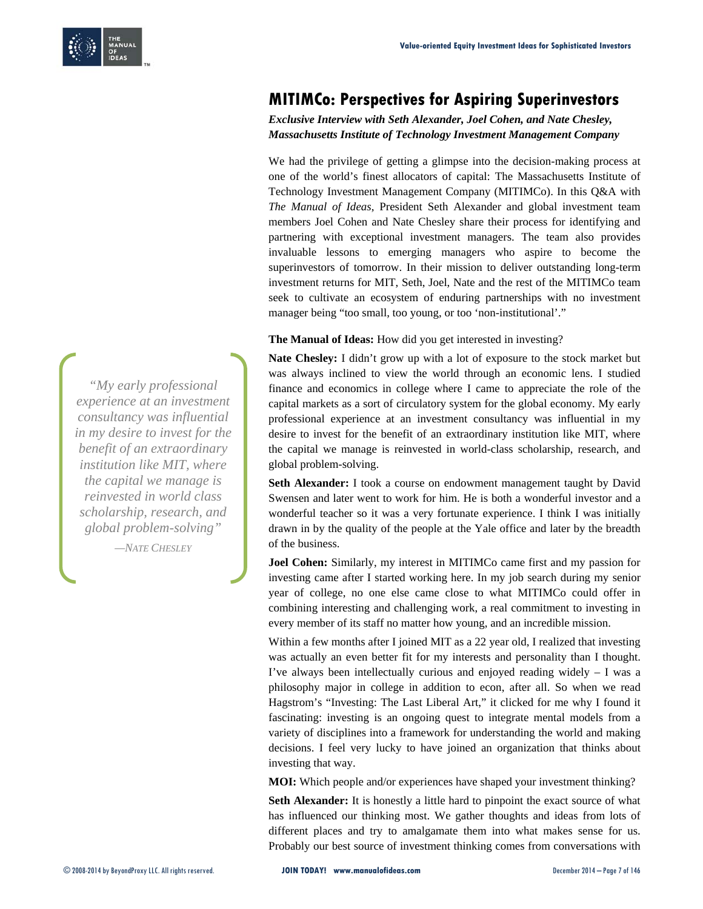# MITIMCo: Perspectives for Aspiring Superinvestors

***Exclusive Interview with Seth Alexander, Joel Cohen, and Nate Chesley, Massachusetts Institute of Technology Investment Management Company***

We had the privilege of getting a glimpse into the decision-making process at one of the world's finest allocators of capital: The Massachusetts Institute of Technology Investment Management Company (MITIMCo). In this Q&A with *The Manual of Ideas*, President Seth Alexander and global investment team members Joel Cohen and Nate Chesley share their process for identifying and partnering with exceptional investment managers. The team also provides invaluable lessons to emerging managers who aspire to become the superinvestors of tomorrow. In their mission to deliver outstanding long-term investment returns for MIT, Seth, Joel, Nate and the rest of the MITIMCo team seek to cultivate an ecosystem of enduring partnerships with no investment manager being "too small, too young, or too 'non-institutional'."

**The Manual of Ideas:** How did you get interested in investing?

**Nate Chesley:** I didn't grow up with a lot of exposure to the stock market but was always inclined to view the world through an economic lens. I studied finance and economics in college where I came to appreciate the role of the capital markets as a sort of circulatory system for the global economy. My early professional experience at an investment consultancy was influential in my desire to invest for the benefit of an extraordinary institution like MIT, where the capital we manage is reinvested in world-class scholarship, research, and global problem-solving.

> *"My early professional experience at an investment consultancy was influential in my desire to invest for the benefit of an extraordinary institution like MIT, where the capital we manage is reinvested in world class scholarship, research, and global problem-solving"*
>
> —Nate Chesley

**Seth Alexander:** I took a course on endowment management taught by David Swensen and later went to work for him. He is both a wonderful investor and a wonderful teacher so it was a very fortunate experience. I think I was initially drawn in by the quality of the people at the Yale office and later by the breadth of the business.

**Joel Cohen:** Similarly, my interest in MITIMCo came first and my passion for investing came after I started working here. In my job search during my senior year of college, no one else came close to what MITIMCo could offer in combining interesting and challenging work, a real commitment to investing in every member of its staff no matter how young, and an incredible mission.

Within a few months after I joined MIT as a 22 year old, I realized that investing was actually an even better fit for my interests and personality than I thought. I've always been intellectually curious and enjoyed reading widely – I was a philosophy major in college in addition to econ, after all. So when we read Hagstrom's "Investing: The Last Liberal Art," it clicked for me why I found it fascinating: investing is an ongoing quest to integrate mental models from a variety of disciplines into a framework for understanding the world and making decisions. I feel very lucky to have joined an organization that thinks about investing that way.

**MOI:** Which people and/or experiences have shaped your investment thinking?

**Seth Alexander:** It is honestly a little hard to pinpoint the exact source of what has influenced our thinking most. We gather thoughts and ideas from lots of different places and try to amalgamate them into what makes sense for us. Probably our best source of investment thinking comes from conversations with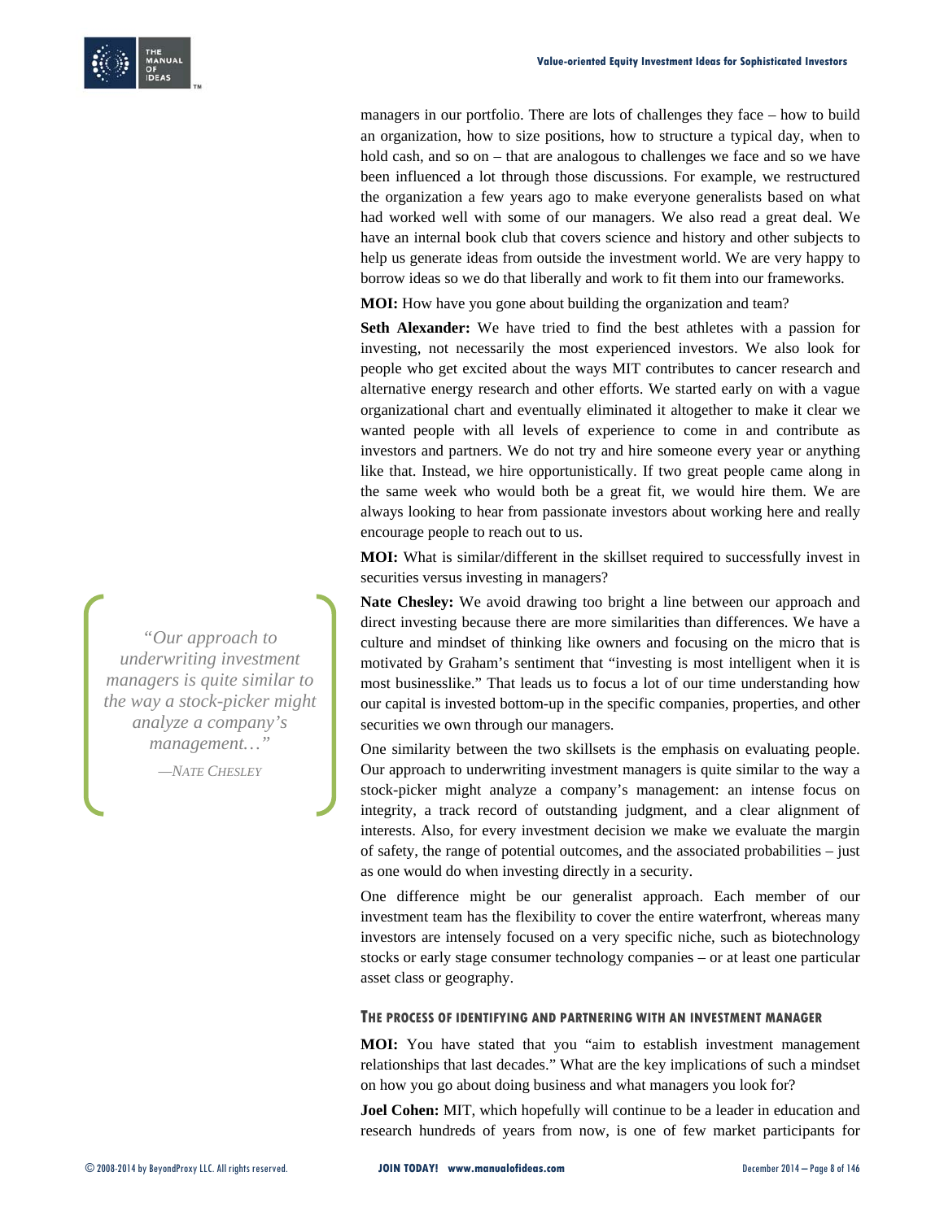managers in our portfolio. There are lots of challenges they face – how to build an organization, how to size positions, how to structure a typical day, when to hold cash, and so on – that are analogous to challenges we face and so we have been influenced a lot through those discussions. For example, we restructured the organization a few years ago to make everyone generalists based on what had worked well with some of our managers. We also read a great deal. We have an internal book club that covers science and history and other subjects to help us generate ideas from outside the investment world. We are very happy to borrow ideas so we do that liberally and work to fit them into our frameworks.

**MOI:** How have you gone about building the organization and team?

**Seth Alexander:** We have tried to find the best athletes with a passion for investing, not necessarily the most experienced investors. We also look for people who get excited about the ways MIT contributes to cancer research and alternative energy research and other efforts. We started early on with a vague organizational chart and eventually eliminated it altogether to make it clear we wanted people with all levels of experience to come in and contribute as investors and partners. We do not try and hire someone every year or anything like that. Instead, we hire opportunistically. If two great people came along in the same week who would both be a great fit, we would hire them. We are always looking to hear from passionate investors about working here and really encourage people to reach out to us.

**MOI:** What is similar/different in the skillset required to successfully invest in securities versus investing in managers?

**Nate Chesley:** We avoid drawing too bright a line between our approach and direct investing because there are more similarities than differences. We have a culture and mindset of thinking like owners and focusing on the micro that is motivated by Graham's sentiment that "investing is most intelligent when it is most businesslike." That leads us to focus a lot of our time understanding how our capital is invested bottom-up in the specific companies, properties, and other securities we own through our managers.

> *"Our approach to underwriting investment managers is quite similar to the way a stock-picker might analyze a company's management…"*
>
> —Nate Chesley

One similarity between the two skillsets is the emphasis on evaluating people. Our approach to underwriting investment managers is quite similar to the way a stock-picker might analyze a company's management: an intense focus on integrity, a track record of outstanding judgment, and a clear alignment of interests. Also, for every investment decision we make we evaluate the margin of safety, the range of potential outcomes, and the associated probabilities – just as one would do when investing directly in a security.

One difference might be our generalist approach. Each member of our investment team has the flexibility to cover the entire waterfront, whereas many investors are intensely focused on a very specific niche, such as biotechnology stocks or early stage consumer technology companies – or at least one particular asset class or geography.

### The Process of Identifying and Partnering with an Investment Manager

**MOI:** You have stated that you "aim to establish investment management relationships that last decades." What are the key implications of such a mindset on how you go about doing business and what managers you look for?

**Joel Cohen:** MIT, which hopefully will continue to be a leader in education and research hundreds of years from now, is one of few market participants for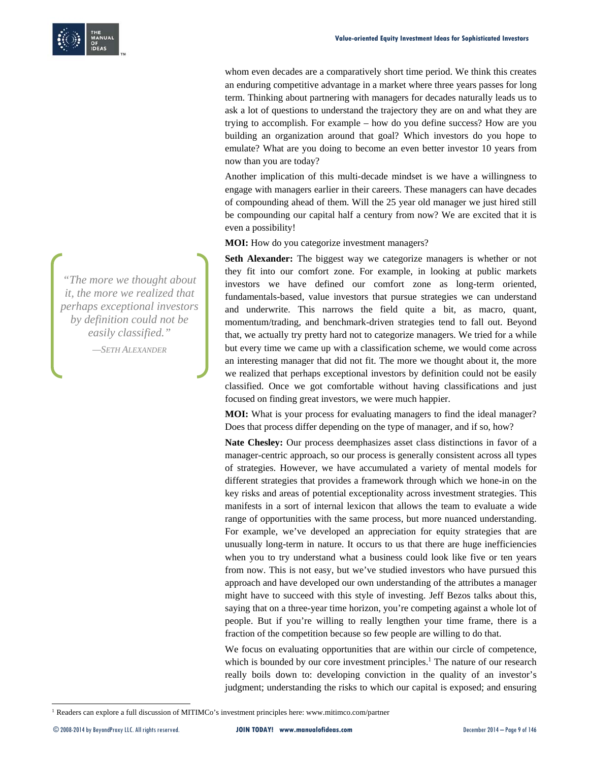whom even decades are a comparatively short time period. We think this creates an enduring competitive advantage in a market where three years passes for long term. Thinking about partnering with managers for decades naturally leads us to ask a lot of questions to understand the trajectory they are on and what they are trying to accomplish. For example – how do you define success? How are you building an organization around that goal? Which investors do you hope to emulate? What are you doing to become an even better investor 10 years from now than you are today?

Another implication of this multi-decade mindset is we have a willingness to engage with managers earlier in their careers. These managers can have decades of compounding ahead of them. Will the 25 year old manager we just hired still be compounding our capital half a century from now? We are excited that it is even a possibility!

**MOI:** How do you categorize investment managers?

> *"The more we thought about it, the more we realized that perhaps exceptional investors by definition could not be easily classified."*
>
> —SETH ALEXANDER

**Seth Alexander:** The biggest way we categorize managers is whether or not they fit into our comfort zone. For example, in looking at public markets investors we have defined our comfort zone as long-term oriented, fundamentals-based, value investors that pursue strategies we can understand and underwrite. This narrows the field quite a bit, as macro, quant, momentum/trading, and benchmark-driven strategies tend to fall out. Beyond that, we actually try pretty hard not to categorize managers. We tried for a while but every time we came up with a classification scheme, we would come across an interesting manager that did not fit. The more we thought about it, the more we realized that perhaps exceptional investors by definition could not be easily classified. Once we got comfortable without having classifications and just focused on finding great investors, we were much happier.

**MOI:** What is your process for evaluating managers to find the ideal manager? Does that process differ depending on the type of manager, and if so, how?

**Nate Chesley:** Our process deemphasizes asset class distinctions in favor of a manager-centric approach, so our process is generally consistent across all types of strategies. However, we have accumulated a variety of mental models for different strategies that provides a framework through which we hone-in on the key risks and areas of potential exceptionality across investment strategies. This manifests in a sort of internal lexicon that allows the team to evaluate a wide range of opportunities with the same process, but more nuanced understanding. For example, we've developed an appreciation for equity strategies that are unusually long-term in nature. It occurs to us that there are huge inefficiencies when you to try understand what a business could look like five or ten years from now. This is not easy, but we've studied investors who have pursued this approach and have developed our own understanding of the attributes a manager might have to succeed with this style of investing. Jeff Bezos talks about this, saying that on a three-year time horizon, you're competing against a whole lot of people. But if you're willing to really lengthen your time frame, there is a fraction of the competition because so few people are willing to do that.

We focus on evaluating opportunities that are within our circle of competence, which is bounded by our core investment principles.[1] The nature of our research really boils down to: developing conviction in the quality of an investor's judgment; understanding the risks to which our capital is exposed; and ensuring

[1] Readers can explore a full discussion of MITIMCo's investment principles here: www.mitimco.com/partner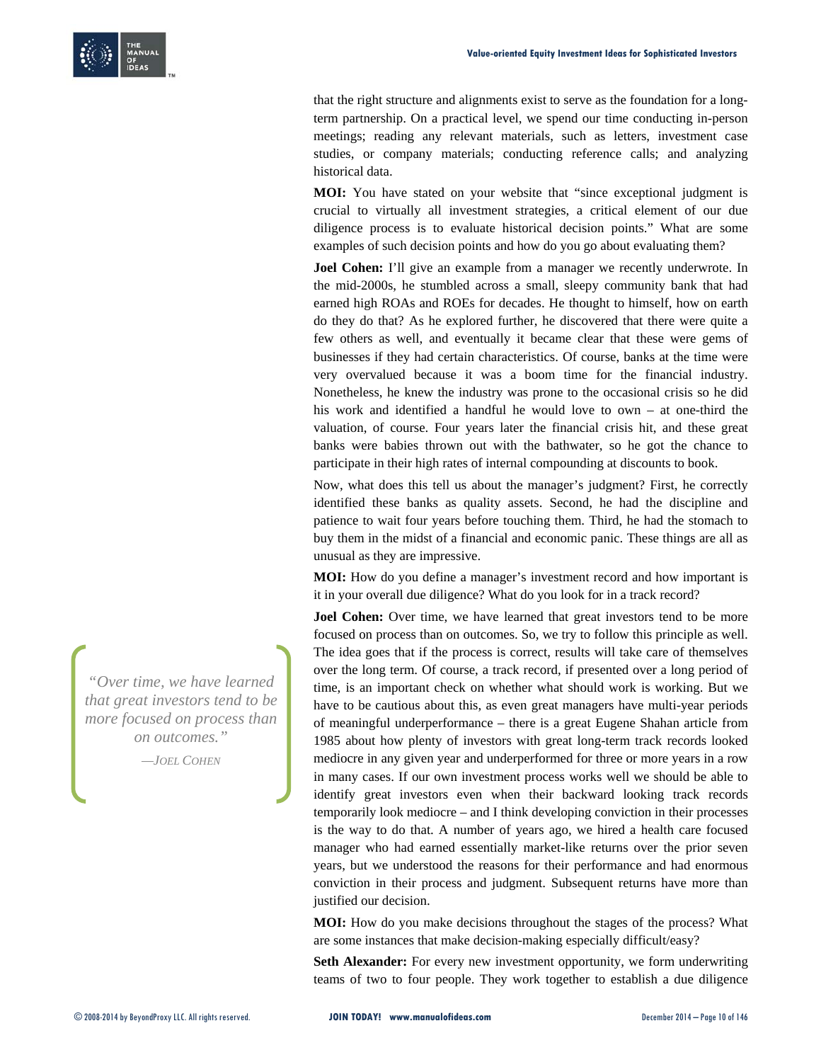that the right structure and alignments exist to serve as the foundation for a long-term partnership. On a practical level, we spend our time conducting in-person meetings; reading any relevant materials, such as letters, investment case studies, or company materials; conducting reference calls; and analyzing historical data.

**MOI:** You have stated on your website that "since exceptional judgment is crucial to virtually all investment strategies, a critical element of our due diligence process is to evaluate historical decision points." What are some examples of such decision points and how do you go about evaluating them?

**Joel Cohen:** I'll give an example from a manager we recently underwrote. In the mid-2000s, he stumbled across a small, sleepy community bank that had earned high ROAs and ROEs for decades. He thought to himself, how on earth do they do that? As he explored further, he discovered that there were quite a few others as well, and eventually it became clear that these were gems of businesses if they had certain characteristics. Of course, banks at the time were very overvalued because it was a boom time for the financial industry. Nonetheless, he knew the industry was prone to the occasional crisis so he did his work and identified a handful he would love to own – at one-third the valuation, of course. Four years later the financial crisis hit, and these great banks were babies thrown out with the bathwater, so he got the chance to participate in their high rates of internal compounding at discounts to book.

Now, what does this tell us about the manager's judgment? First, he correctly identified these banks as quality assets. Second, he had the discipline and patience to wait four years before touching them. Third, he had the stomach to buy them in the midst of a financial and economic panic. These things are all as unusual as they are impressive.

**MOI:** How do you define a manager's investment record and how important is it in your overall due diligence? What do you look for in a track record?

**Joel Cohen:** Over time, we have learned that great investors tend to be more focused on process than on outcomes. So, we try to follow this principle as well. The idea goes that if the process is correct, results will take care of themselves over the long term. Of course, a track record, if presented over a long period of time, is an important check on whether what should work is working. But we have to be cautious about this, as even great managers have multi-year periods of meaningful underperformance – there is a great Eugene Shahan article from 1985 about how plenty of investors with great long-term track records looked mediocre in any given year and underperformed for three or more years in a row in many cases. If our own investment process works well we should be able to identify great investors even when their backward looking track records temporarily look mediocre – and I think developing conviction in their processes is the way to do that. A number of years ago, we hired a health care focused manager who had earned essentially market-like returns over the prior seven years, but we understood the reasons for their performance and had enormous conviction in their process and judgment. Subsequent returns have more than justified our decision.

> *"Over time, we have learned that great investors tend to be more focused on process than on outcomes."*
>
> —Joel Cohen

**MOI:** How do you make decisions throughout the stages of the process? What are some instances that make decision-making especially difficult/easy?

**Seth Alexander:** For every new investment opportunity, we form underwriting teams of two to four people. They work together to establish a due diligence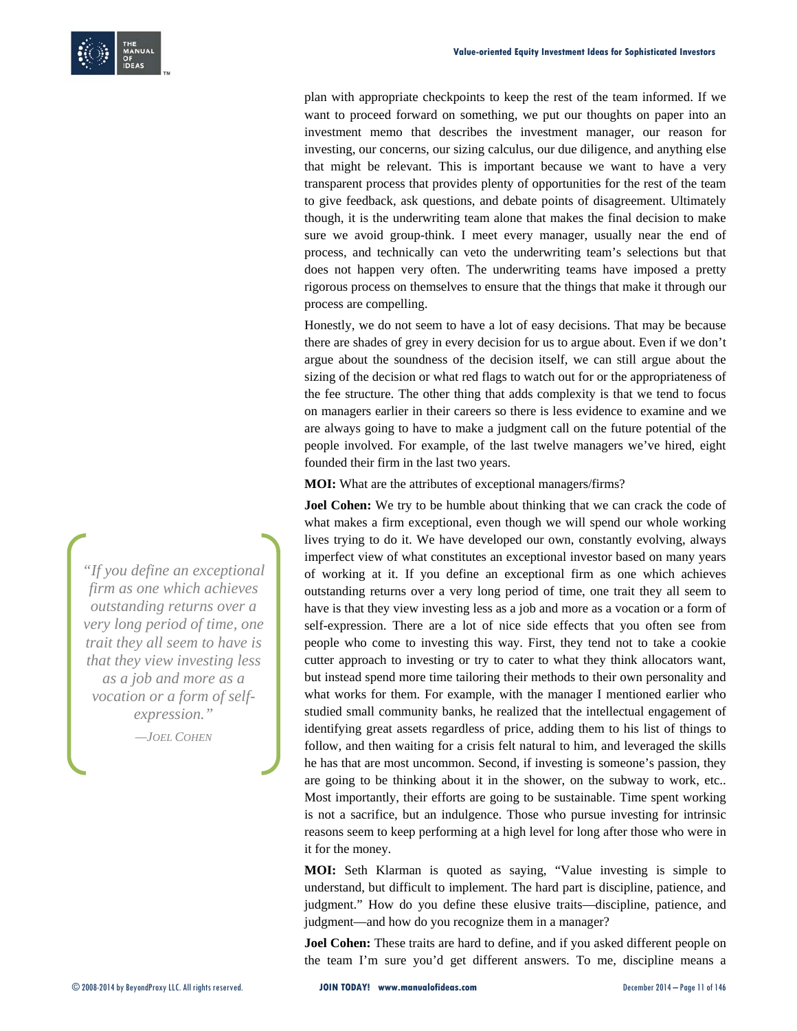plan with appropriate checkpoints to keep the rest of the team informed. If we want to proceed forward on something, we put our thoughts on paper into an investment memo that describes the investment manager, our reason for investing, our concerns, our sizing calculus, our due diligence, and anything else that might be relevant. This is important because we want to have a very transparent process that provides plenty of opportunities for the rest of the team to give feedback, ask questions, and debate points of disagreement. Ultimately though, it is the underwriting team alone that makes the final decision to make sure we avoid group-think. I meet every manager, usually near the end of process, and technically can veto the underwriting team's selections but that does not happen very often. The underwriting teams have imposed a pretty rigorous process on themselves to ensure that the things that make it through our process are compelling.

Honestly, we do not seem to have a lot of easy decisions. That may be because there are shades of grey in every decision for us to argue about. Even if we don't argue about the soundness of the decision itself, we can still argue about the sizing of the decision or what red flags to watch out for or the appropriateness of the fee structure. The other thing that adds complexity is that we tend to focus on managers earlier in their careers so there is less evidence to examine and we are always going to have to make a judgment call on the future potential of the people involved. For example, of the last twelve managers we've hired, eight founded their firm in the last two years.

**MOI:** What are the attributes of exceptional managers/firms?

**Joel Cohen:** We try to be humble about thinking that we can crack the code of what makes a firm exceptional, even though we will spend our whole working lives trying to do it. We have developed our own, constantly evolving, always imperfect view of what constitutes an exceptional investor based on many years of working at it. If you define an exceptional firm as one which achieves outstanding returns over a very long period of time, one trait they all seem to have is that they view investing less as a job and more as a vocation or a form of self-expression. There are a lot of nice side effects that you often see from people who come to investing this way. First, they tend not to take a cookie cutter approach to investing or try to cater to what they think allocators want, but instead spend more time tailoring their methods to their own personality and what works for them. For example, with the manager I mentioned earlier who studied small community banks, he realized that the intellectual engagement of identifying great assets regardless of price, adding them to his list of things to follow, and then waiting for a crisis felt natural to him, and leveraged the skills he has that are most uncommon. Second, if investing is someone's passion, they are going to be thinking about it in the shower, on the subway to work, etc.. Most importantly, their efforts are going to be sustainable. Time spent working is not a sacrifice, but an indulgence. Those who pursue investing for intrinsic reasons seem to keep performing at a high level for long after those who were in it for the money.

> *"If you define an exceptional firm as one which achieves outstanding returns over a very long period of time, one trait they all seem to have is that they view investing less as a job and more as a vocation or a form of self-expression."*
>
> *—Joel Cohen*

**MOI:** Seth Klarman is quoted as saying, "Value investing is simple to understand, but difficult to implement. The hard part is discipline, patience, and judgment." How do you define these elusive traits—discipline, patience, and judgment—and how do you recognize them in a manager?

**Joel Cohen:** These traits are hard to define, and if you asked different people on the team I'm sure you'd get different answers. To me, discipline means a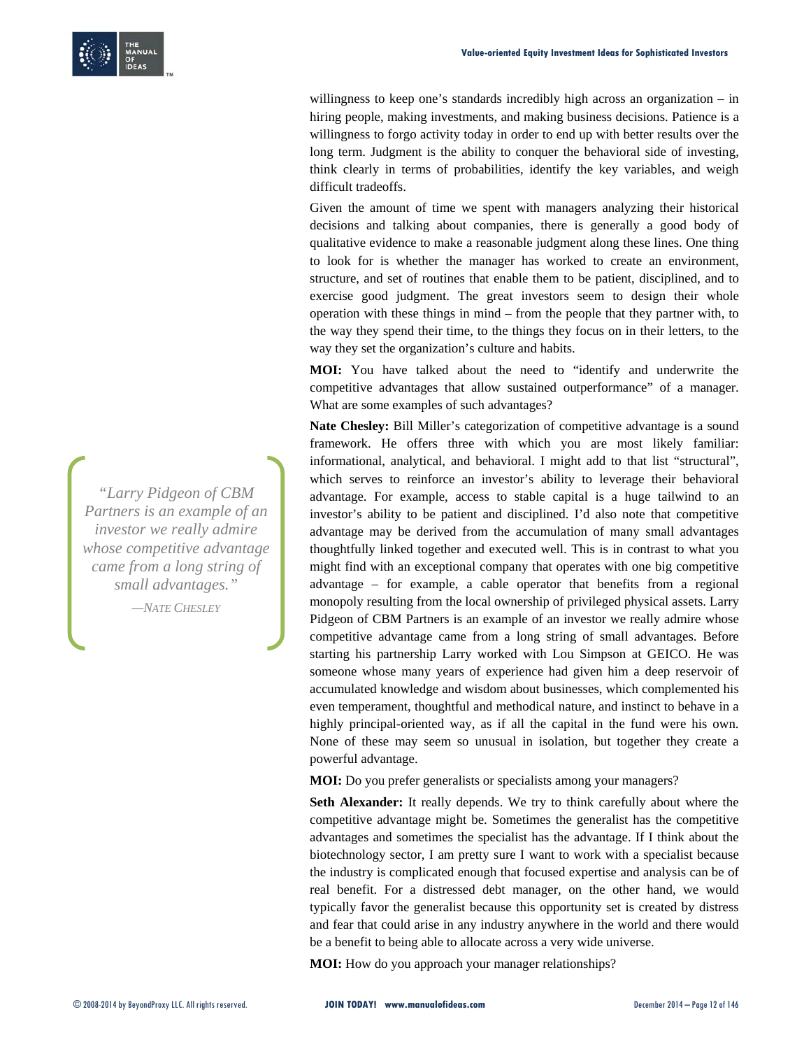willingness to keep one's standards incredibly high across an organization – in hiring people, making investments, and making business decisions. Patience is a willingness to forgo activity today in order to end up with better results over the long term. Judgment is the ability to conquer the behavioral side of investing, think clearly in terms of probabilities, identify the key variables, and weigh difficult tradeoffs.

Given the amount of time we spent with managers analyzing their historical decisions and talking about companies, there is generally a good body of qualitative evidence to make a reasonable judgment along these lines. One thing to look for is whether the manager has worked to create an environment, structure, and set of routines that enable them to be patient, disciplined, and to exercise good judgment. The great investors seem to design their whole operation with these things in mind – from the people that they partner with, to the way they spend their time, to the things they focus on in their letters, to the way they set the organization's culture and habits.

**MOI:** You have talked about the need to "identify and underwrite the competitive advantages that allow sustained outperformance" of a manager. What are some examples of such advantages?

**Nate Chesley:** Bill Miller's categorization of competitive advantage is a sound framework. He offers three with which you are most likely familiar: informational, analytical, and behavioral. I might add to that list "structural", which serves to reinforce an investor's ability to leverage their behavioral advantage. For example, access to stable capital is a huge tailwind to an investor's ability to be patient and disciplined. I'd also note that competitive advantage may be derived from the accumulation of many small advantages thoughtfully linked together and executed well. This is in contrast to what you might find with an exceptional company that operates with one big competitive advantage – for example, a cable operator that benefits from a regional monopoly resulting from the local ownership of privileged physical assets. Larry Pidgeon of CBM Partners is an example of an investor we really admire whose competitive advantage came from a long string of small advantages. Before starting his partnership Larry worked with Lou Simpson at GEICO. He was someone whose many years of experience had given him a deep reservoir of accumulated knowledge and wisdom about businesses, which complemented his even temperament, thoughtful and methodical nature, and instinct to behave in a highly principal-oriented way, as if all the capital in the fund were his own. None of these may seem so unusual in isolation, but together they create a powerful advantage.

> *"Larry Pidgeon of CBM Partners is an example of an investor we really admire whose competitive advantage came from a long string of small advantages."*
>
> —Nate Chesley

**MOI:** Do you prefer generalists or specialists among your managers?

**Seth Alexander:** It really depends. We try to think carefully about where the competitive advantage might be. Sometimes the generalist has the competitive advantages and sometimes the specialist has the advantage. If I think about the biotechnology sector, I am pretty sure I want to work with a specialist because the industry is complicated enough that focused expertise and analysis can be of real benefit. For a distressed debt manager, on the other hand, we would typically favor the generalist because this opportunity set is created by distress and fear that could arise in any industry anywhere in the world and there would be a benefit to being able to allocate across a very wide universe.

**MOI:** How do you approach your manager relationships?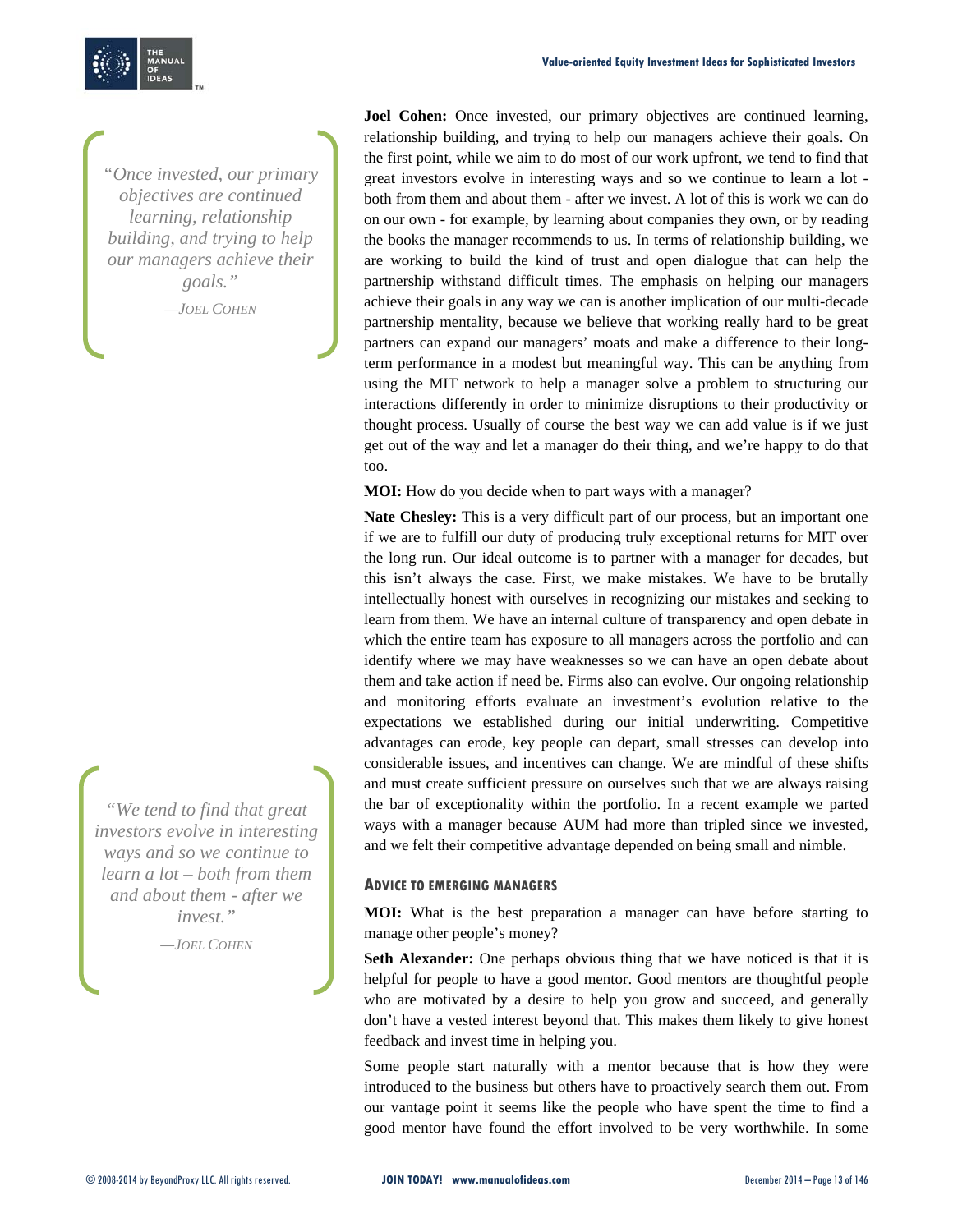> "Once invested, our primary objectives are continued learning, relationship building, and trying to help our managers achieve their goals."
>
> —Joel Cohen

**Joel Cohen:** Once invested, our primary objectives are continued learning, relationship building, and trying to help our managers achieve their goals. On the first point, while we aim to do most of our work upfront, we tend to find that great investors evolve in interesting ways and so we continue to learn a lot - both from them and about them - after we invest. A lot of this is work we can do on our own - for example, by learning about companies they own, or by reading the books the manager recommends to us. In terms of relationship building, we are working to build the kind of trust and open dialogue that can help the partnership withstand difficult times. The emphasis on helping our managers achieve their goals in any way we can is another implication of our multi-decade partnership mentality, because we believe that working really hard to be great partners can expand our managers' moats and make a difference to their long-term performance in a modest but meaningful way. This can be anything from using the MIT network to help a manager solve a problem to structuring our interactions differently in order to minimize disruptions to their productivity or thought process. Usually of course the best way we can add value is if we just get out of the way and let a manager do their thing, and we're happy to do that too.

**MOI:** How do you decide when to part ways with a manager?

**Nate Chesley:** This is a very difficult part of our process, but an important one if we are to fulfill our duty of producing truly exceptional returns for MIT over the long run. Our ideal outcome is to partner with a manager for decades, but this isn't always the case. First, we make mistakes. We have to be brutally intellectually honest with ourselves in recognizing our mistakes and seeking to learn from them. We have an internal culture of transparency and open debate in which the entire team has exposure to all managers across the portfolio and can identify where we may have weaknesses so we can have an open debate about them and take action if need be. Firms also can evolve. Our ongoing relationship and monitoring efforts evaluate an investment's evolution relative to the expectations we established during our initial underwriting. Competitive advantages can erode, key people can depart, small stresses can develop into considerable issues, and incentives can change. We are mindful of these shifts and must create sufficient pressure on ourselves such that we are always raising the bar of exceptionality within the portfolio. In a recent example we parted ways with a manager because AUM had more than tripled since we invested, and we felt their competitive advantage depended on being small and nimble.

> "We tend to find that great investors evolve in interesting ways and so we continue to learn a lot – both from them and about them - after we invest."
>
> —Joel Cohen

### Advice to Emerging Managers

**MOI:** What is the best preparation a manager can have before starting to manage other people's money?

**Seth Alexander:** One perhaps obvious thing that we have noticed is that it is helpful for people to have a good mentor. Good mentors are thoughtful people who are motivated by a desire to help you grow and succeed, and generally don't have a vested interest beyond that. This makes them likely to give honest feedback and invest time in helping you.

Some people start naturally with a mentor because that is how they were introduced to the business but others have to proactively search them out. From our vantage point it seems like the people who have spent the time to find a good mentor have found the effort involved to be very worthwhile. In some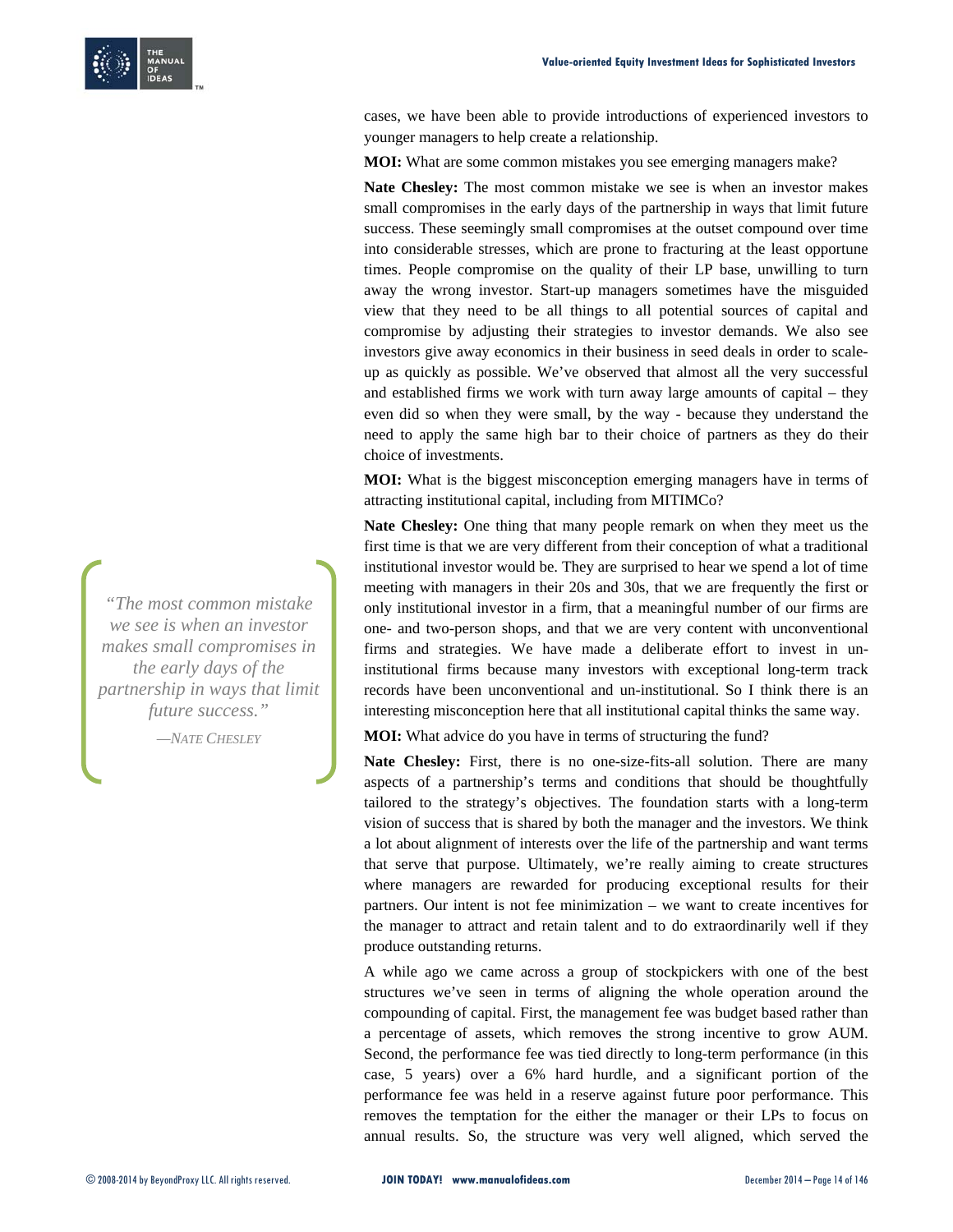cases, we have been able to provide introductions of experienced investors to younger managers to help create a relationship.

**MOI:** What are some common mistakes you see emerging managers make?

**Nate Chesley:** The most common mistake we see is when an investor makes small compromises in the early days of the partnership in ways that limit future success. These seemingly small compromises at the outset compound over time into considerable stresses, which are prone to fracturing at the least opportune times. People compromise on the quality of their LP base, unwilling to turn away the wrong investor. Start-up managers sometimes have the misguided view that they need to be all things to all potential sources of capital and compromise by adjusting their strategies to investor demands. We also see investors give away economics in their business in seed deals in order to scale-up as quickly as possible. We've observed that almost all the very successful and established firms we work with turn away large amounts of capital – they even did so when they were small, by the way - because they understand the need to apply the same high bar to their choice of partners as they do their choice of investments.

> *"The most common mistake we see is when an investor makes small compromises in the early days of the partnership in ways that limit future success."*
>
> —NATE CHESLEY

**MOI:** What is the biggest misconception emerging managers have in terms of attracting institutional capital, including from MITIMCo?

**Nate Chesley:** One thing that many people remark on when they meet us the first time is that we are very different from their conception of what a traditional institutional investor would be. They are surprised to hear we spend a lot of time meeting with managers in their 20s and 30s, that we are frequently the first or only institutional investor in a firm, that a meaningful number of our firms are one- and two-person shops, and that we are very content with unconventional firms and strategies. We have made a deliberate effort to invest in un-institutional firms because many investors with exceptional long-term track records have been unconventional and un-institutional. So I think there is an interesting misconception here that all institutional capital thinks the same way.

**MOI:** What advice do you have in terms of structuring the fund?

**Nate Chesley:** First, there is no one-size-fits-all solution. There are many aspects of a partnership's terms and conditions that should be thoughtfully tailored to the strategy's objectives. The foundation starts with a long-term vision of success that is shared by both the manager and the investors. We think a lot about alignment of interests over the life of the partnership and want terms that serve that purpose. Ultimately, we're really aiming to create structures where managers are rewarded for producing exceptional results for their partners. Our intent is not fee minimization – we want to create incentives for the manager to attract and retain talent and to do extraordinarily well if they produce outstanding returns.

A while ago we came across a group of stockpickers with one of the best structures we've seen in terms of aligning the whole operation around the compounding of capital. First, the management fee was budget based rather than a percentage of assets, which removes the strong incentive to grow AUM. Second, the performance fee was tied directly to long-term performance (in this case, 5 years) over a 6% hard hurdle, and a significant portion of the performance fee was held in a reserve against future poor performance. This removes the temptation for the either the manager or their LPs to focus on annual results. So, the structure was very well aligned, which served the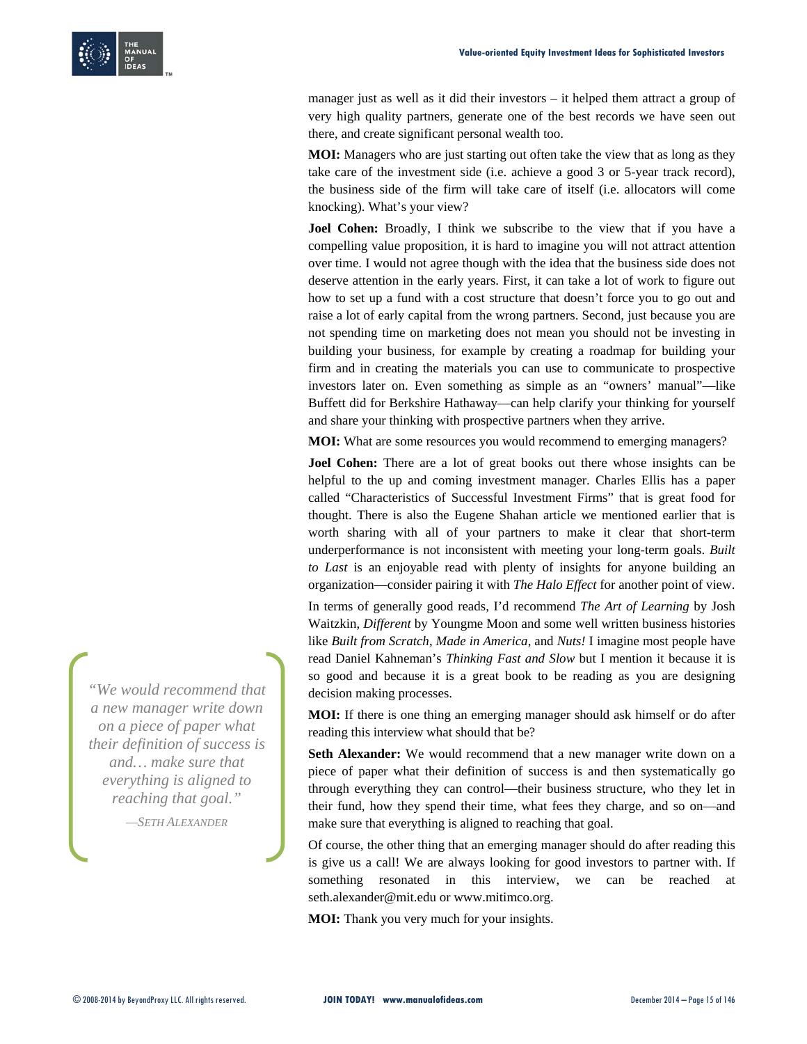manager just as well as it did their investors – it helped them attract a group of very high quality partners, generate one of the best records we have seen out there, and create significant personal wealth too.

**MOI:** Managers who are just starting out often take the view that as long as they take care of the investment side (i.e. achieve a good 3 or 5-year track record), the business side of the firm will take care of itself (i.e. allocators will come knocking). What's your view?

**Joel Cohen:** Broadly, I think we subscribe to the view that if you have a compelling value proposition, it is hard to imagine you will not attract attention over time. I would not agree though with the idea that the business side does not deserve attention in the early years. First, it can take a lot of work to figure out how to set up a fund with a cost structure that doesn't force you to go out and raise a lot of early capital from the wrong partners. Second, just because you are not spending time on marketing does not mean you should not be investing in building your business, for example by creating a roadmap for building your firm and in creating the materials you can use to communicate to prospective investors later on. Even something as simple as an "owners' manual"—like Buffett did for Berkshire Hathaway—can help clarify your thinking for yourself and share your thinking with prospective partners when they arrive.

**MOI:** What are some resources you would recommend to emerging managers?

**Joel Cohen:** There are a lot of great books out there whose insights can be helpful to the up and coming investment manager. Charles Ellis has a paper called "Characteristics of Successful Investment Firms" that is great food for thought. There is also the Eugene Shahan article we mentioned earlier that is worth sharing with all of your partners to make it clear that short-term underperformance is not inconsistent with meeting your long-term goals. *Built to Last* is an enjoyable read with plenty of insights for anyone building an organization—consider pairing it with *The Halo Effect* for another point of view.

In terms of generally good reads, I'd recommend *The Art of Learning* by Josh Waitzkin, *Different* by Youngme Moon and some well written business histories like *Built from Scratch*, *Made in America*, and *Nuts!* I imagine most people have read Daniel Kahneman's *Thinking Fast and Slow* but I mention it because it is so good and because it is a great book to be reading as you are designing decision making processes.

> *"We would recommend that a new manager write down on a piece of paper what their definition of success is and… make sure that everything is aligned to reaching that goal."*
>
> —Seth Alexander

**MOI:** If there is one thing an emerging manager should ask himself or do after reading this interview what should that be?

**Seth Alexander:** We would recommend that a new manager write down on a piece of paper what their definition of success is and then systematically go through everything they can control—their business structure, who they let in their fund, how they spend their time, what fees they charge, and so on—and make sure that everything is aligned to reaching that goal.

Of course, the other thing that an emerging manager should do after reading this is give us a call! We are always looking for good investors to partner with. If something resonated in this interview, we can be reached at seth.alexander@mit.edu or www.mitimco.org.

**MOI:** Thank you very much for your insights.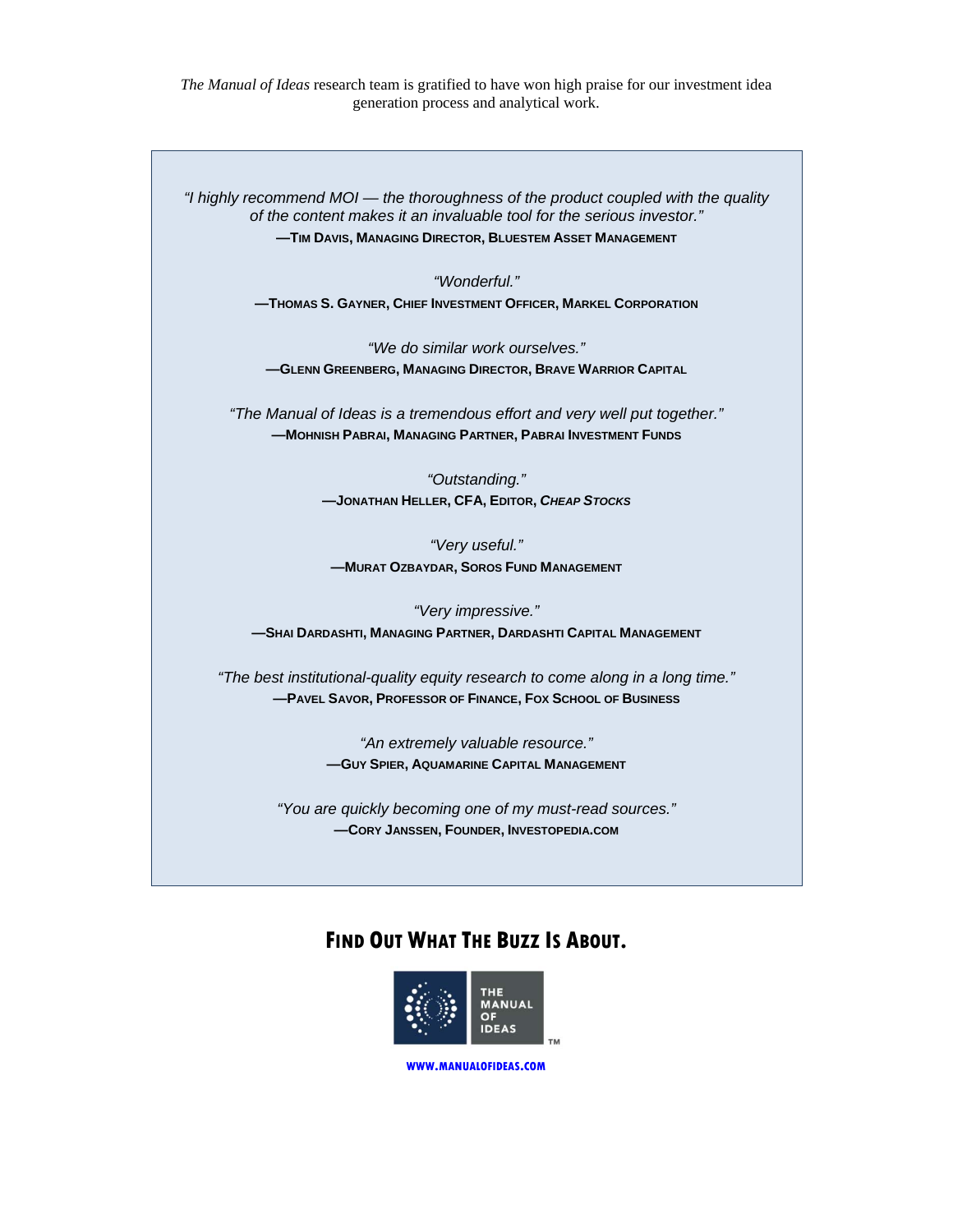*The Manual of Ideas* research team is gratified to have won high praise for our investment idea generation process and analytical work.

*"I highly recommend MOI — the thoroughness of the product coupled with the quality of the content makes it an invaluable tool for the serious investor."*
**—Tim Davis, Managing Director, Bluestem Asset Management**

*"Wonderful."*
**—Thomas S. Gayner, Chief Investment Officer, Markel Corporation**

*"We do similar work ourselves."*
**—Glenn Greenberg, Managing Director, Brave Warrior Capital**

*"The Manual of Ideas is a tremendous effort and very well put together."*
**—Mohnish Pabrai, Managing Partner, Pabrai Investment Funds**

*"Outstanding."*
**—Jonathan Heller, CFA, Editor, *Cheap Stocks***

*"Very useful."*
**—Murat Ozbaydar, Soros Fund Management**

*"Very impressive."*
**—Shai Dardashti, Managing Partner, Dardashti Capital Management**

*"The best institutional-quality equity research to come along in a long time."*
**—Pavel Savor, Professor of Finance, Fox School of Business**

*"An extremely valuable resource."*
**—Guy Spier, Aquamarine Capital Management**

*"You are quickly becoming one of my must-read sources."*
**—Cory Janssen, Founder, Investopedia.com**

## Find Out What The Buzz Is About.

THE MANUAL OF IDEAS ™

WWW.MANUALOFIDEAS.COM